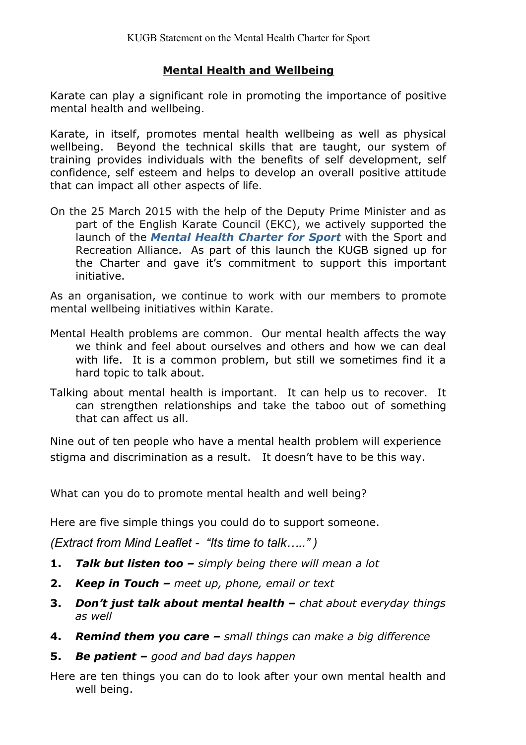KUGB Statement on the Mental Health Charter for Sport

## Mental Health and Wellbeing

Karate can play a significant role in promoting the importance of positive mental health and wellbeing.

Karate, in itself, promotes mental health wellbeing as well as physical wellbeing. Beyond the technical skills that are taught, our system of training provides individuals with the benefits of self development, self confidence, self esteem and helps to develop an overall positive attitude that can impact all other aspects of life.

On the 25 March 2015 with the help of the Deputy Prime Minister and as part of the English Karate Council (EKC), we actively supported the launch of the ***Mental Health Charter for Sport*** with the Sport and Recreation Alliance. As part of this launch the KUGB signed up for the Charter and gave it's commitment to support this important initiative.

As an organisation, we continue to work with our members to promote mental wellbeing initiatives within Karate.

Mental Health problems are common. Our mental health affects the way we think and feel about ourselves and others and how we can deal with life. It is a common problem, but still we sometimes find it a hard topic to talk about.

Talking about mental health is important. It can help us to recover. It can strengthen relationships and take the taboo out of something that can affect us all.

Nine out of ten people who have a mental health problem will experience stigma and discrimination as a result. It doesn't have to be this way.

What can you do to promote mental health and well being?

Here are five simple things you could do to support someone.

*(Extract from Mind Leaflet - "Its time to talk….." )*

1. ***Talk but listen too –*** *simply being there will mean a lot*
2. ***Keep in Touch –*** *meet up, phone, email or text*
3. ***Don't just talk about mental health –*** *chat about everyday things as well*
4. ***Remind them you care –*** *small things can make a big difference*
5. ***Be patient –*** *good and bad days happen*

Here are ten things you can do to look after your own mental health and well being.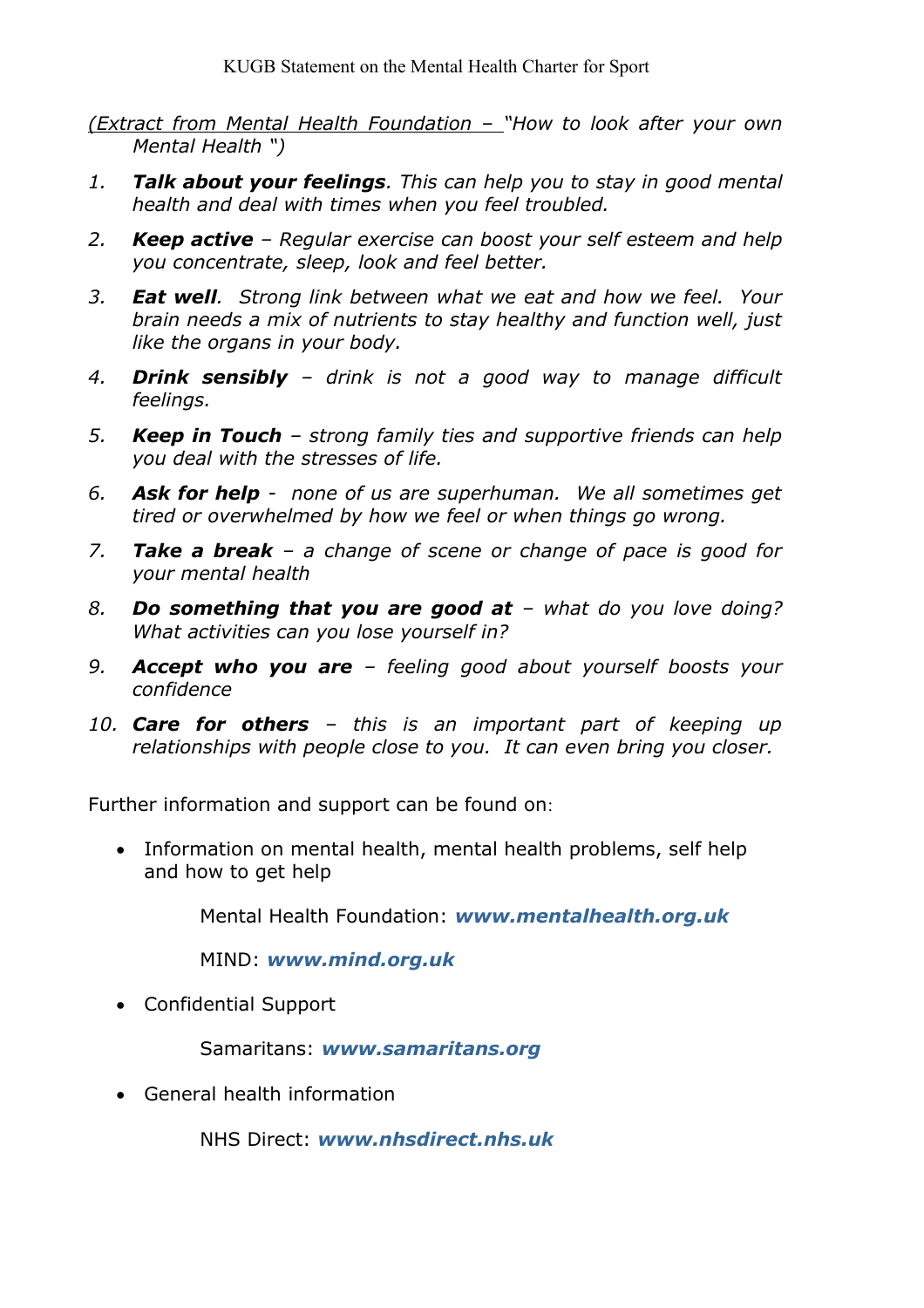*(Extract from Mental Health Foundation – "How to look after your own Mental Health ")*

1. ***Talk about your feelings**. This can help you to stay in good mental health and deal with times when you feel troubled.*
2. ***Keep active** – Regular exercise can boost your self esteem and help you concentrate, sleep, look and feel better.*
3. ***Eat well**. Strong link between what we eat and how we feel. Your brain needs a mix of nutrients to stay healthy and function well, just like the organs in your body.*
4. ***Drink sensibly** – drink is not a good way to manage difficult feelings.*
5. ***Keep in Touch** – strong family ties and supportive friends can help you deal with the stresses of life.*
6. ***Ask for help** - none of us are superhuman. We all sometimes get tired or overwhelmed by how we feel or when things go wrong.*
7. ***Take a break** – a change of scene or change of pace is good for your mental health*
8. ***Do something that you are good at** – what do you love doing? What activities can you lose yourself in?*
9. ***Accept who you are** – feeling good about yourself boosts your confidence*
10. ***Care for others** – this is an important part of keeping up relationships with people close to you. It can even bring you closer.*

Further information and support can be found on:

- Information on mental health, mental health problems, self help and how to get help

  Mental Health Foundation: ***www.mentalhealth.org.uk***

  MIND: ***www.mind.org.uk***

- Confidential Support

  Samaritans: ***www.samaritans.org***

- General health information

  NHS Direct: ***www.nhsdirect.nhs.uk***